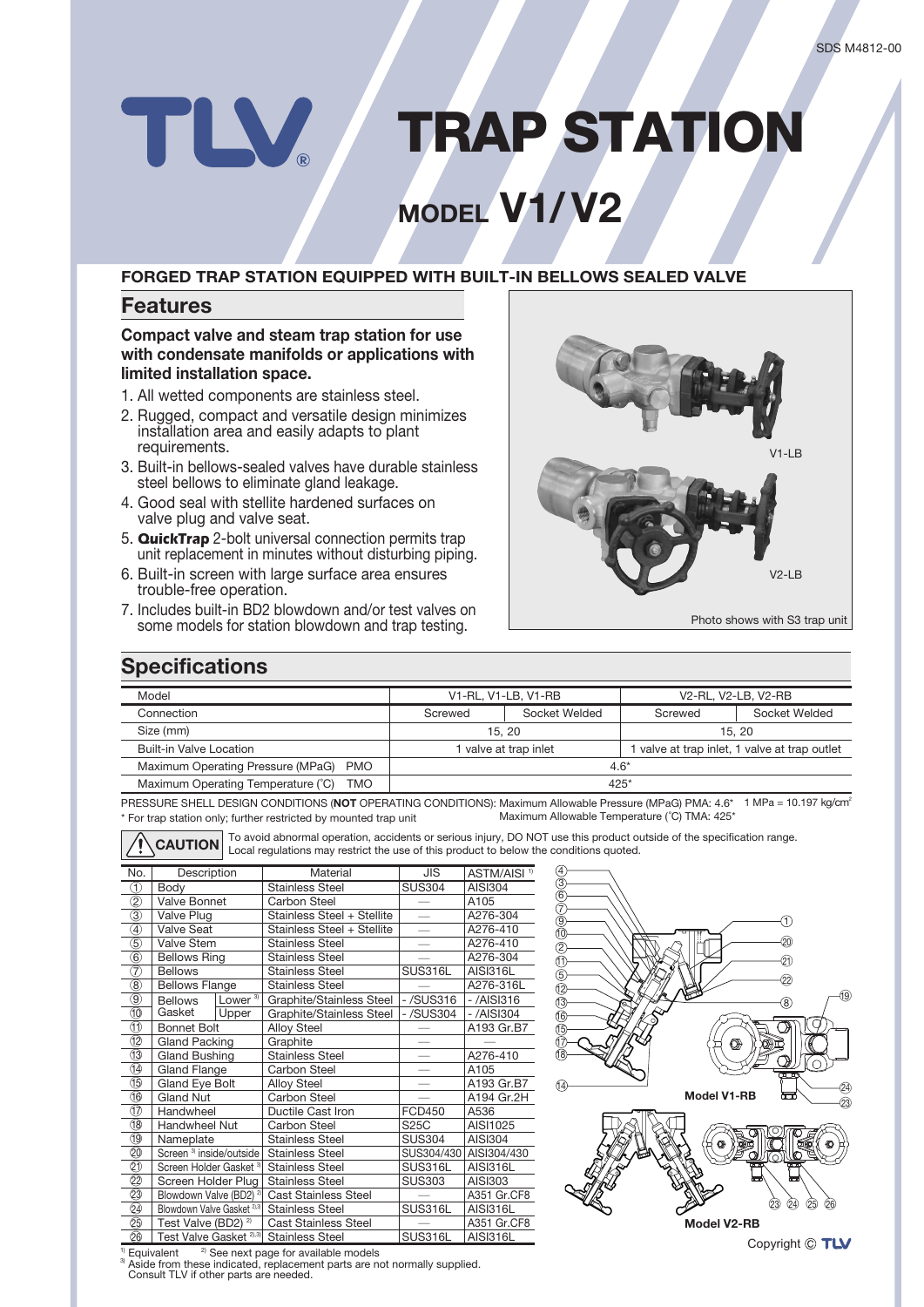# TRAP STATION

## MODEL V1/V2

**FORGED TRAP STATION EQUIPPED WITH BUILT-IN BELLOWS SEALED VALVE**

## Features

**Compact valve and steam trap station for use with condensate manifolds or applications with limited installation space.**

1. All wetted components are stainless steel.
2. Rugged, compact and versatile design minimizes installation area and easily adapts to plant requirements.
3. Built-in bellows-sealed valves have durable stainless steel bellows to eliminate gland leakage.
4. Good seal with stellite hardened surfaces on valve plug and valve seat.
5. **QuickTrap** 2-bolt universal connection permits trap unit replacement in minutes without disturbing piping.
6. Built-in screen with large surface area ensures trouble-free operation.
7. Includes built-in BD2 blowdown and/or test valves on some models for station blowdown and trap testing.

V1-LB

V2-LB

Photo shows with S3 trap unit

## Specifications

| Model | V1-RL, V1-LB, V1-RB | | V2-RL, V2-LB, V2-RB | |
|---|---|---|---|---|
| Connection | Screwed | Socket Welded | Screwed | Socket Welded |
| Size (mm) | 15, 20 | | 15, 20 | |
| Built-in Valve Location | 1 valve at trap inlet | | 1 valve at trap inlet, 1 valve at trap outlet | |
| Maximum Operating Pressure (MPaG) PMO | 4.6* | | | |
| Maximum Operating Temperature (°C) TMO | 425* | | | |

PRESSURE SHELL DESIGN CONDITIONS (**NOT** OPERATING CONDITIONS): Maximum Allowable Pressure (MPaG) PMA: 4.6* 1 MPa = 10.197 kg/cm²
Maximum Allowable Temperature (°C) TMA: 425*

\* For trap station only; further restricted by mounted trap unit

**CAUTION** To avoid abnormal operation, accidents or serious injury, DO NOT use this product outside of the specification range. Local regulations may restrict the use of this product to below the conditions quoted.

| No. | Description | | Material | JIS | ASTM/AISI [1] |
|---|---|---|---|---|---|
| ① | Body | | Stainless Steel | SUS304 | AISI304 |
| ② | Valve Bonnet | | Carbon Steel | — | A105 |
| ③ | Valve Plug | | Stainless Steel + Stellite | — | A276-304 |
| ④ | Valve Seat | | Stainless Steel + Stellite | — | A276-410 |
| ⑤ | Valve Stem | | Stainless Steel | — | A276-410 |
| ⑥ | Bellows Ring | | Stainless Steel | — | A276-304 |
| ⑦ | Bellows | | Stainless Steel | SUS316L | AISI316L |
| ⑧ | Bellows Flange | | Stainless Steel | — | A276-316L |
| ⑨ | Bellows Gasket | Lower [3] | Graphite/Stainless Steel | - /SUS316 | - /AISI316 |
| ⑩ | | Upper | Graphite/Stainless Steel | - /SUS304 | - /AISI304 |
| ⑪ | Bonnet Bolt | | Alloy Steel | — | A193 Gr.B7 |
| ⑫ | Gland Packing | | Graphite | — | — |
| ⑬ | Gland Bushing | | Stainless Steel | — | A276-410 |
| ⑭ | Gland Flange | | Carbon Steel | — | A105 |
| ⑮ | Gland Eye Bolt | | Alloy Steel | — | A193 Gr.B7 |
| ⑯ | Gland Nut | | Carbon Steel | — | A194 Gr.2H |
| ⑰ | Handwheel | | Ductile Cast Iron | FCD450 | A536 |
| ⑱ | Handwheel Nut | | Carbon Steel | S25C | AISI1025 |
| ⑲ | Nameplate | | Stainless Steel | SUS304 | AISI304 |
| ⑳ | Screen [3] inside/outside | | Stainless Steel | SUS304/430 | AISI304/430 |
| ㉑ | Screen Holder Gasket [3] | | Stainless Steel | SUS316L | AISI316L |
| ㉒ | Screen Holder Plug | | Stainless Steel | SUS303 | AISI303 |
| ㉓ | Blowdown Valve (BD2) [2] | | Cast Stainless Steel | — | A351 Gr.CF8 |
| ㉔ | Blowdown Valve Gasket [2,3] | | Stainless Steel | SUS316L | AISI316L |
| ㉕ | Test Valve (BD2) [2] | | Cast Stainless Steel | — | A351 Gr.CF8 |
| ㉖ | Test Valve Gasket [2,3] | | Stainless Steel | SUS316L | AISI316L |

[1] Equivalent [2] See next page for available models
[3] Aside from these indicated, replacement parts are not normally supplied. Consult TLV if other parts are needed.

Model V1-RB

Model V2-RB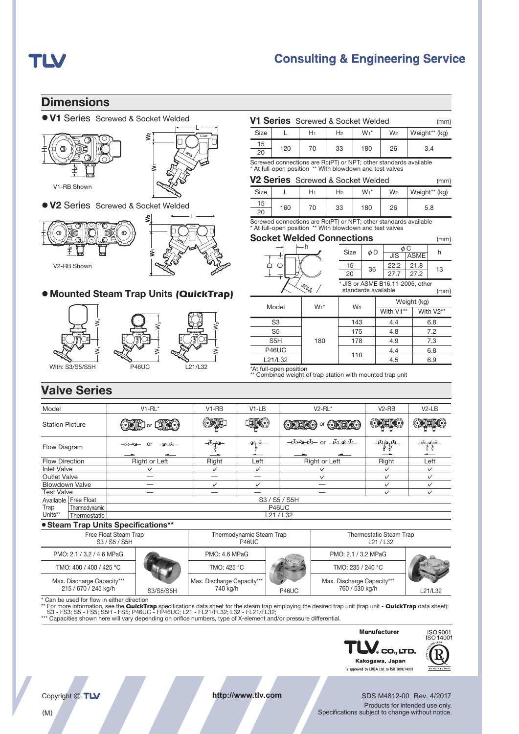## Dimensions

● **V1** Series Screwed & Socket Welded

V1-RB Shown

● **V2** Series Screwed & Socket Welded

V2-RB Shown

● **Mounted Steam Trap Units (QuickTrap)**

With: S3/S5/S5H　　P46UC　　L21/L32

### V1 Series Screwed & Socket Welded (mm)

| Size | L | $H_1$ | $H_2$ | $W_1$* | $W_2$ | Weight** (kg) |
|---|---|---|---|---|---|---|
| 15 / 20 | 120 | 70 | 33 | 180 | 26 | 3.4 |

Screwed connections are Rc(PT) or NPT; other standards available
* At full-open position ** With blowdown and test valves

### V2 Series Screwed & Socket Welded (mm)

| Size | L | $H_1$ | $H_2$ | $W_1$* | $W_2$ | Weight** (kg) |
|---|---|---|---|---|---|---|
| 15 / 20 | 160 | 70 | 33 | 180 | 26 | 5.8 |

Screwed connections are Rc(PT) or NPT; other standards available
* At full-open position ** With blowdown and test valves

### Socket Welded Connections (mm)

| Size | φD | φC | | h |
|---|---|---|---|---|
| | | JIS | ASME | |
| 15 | 36 | 22.2 | 21.8 | 13 |
| 20 | 36 | 27.7 | 27.2 | 13 |

* JIS or ASME B16.11-2005, other standards available

(mm)

| Model | $W_1$* | $W_3$ | Weight (kg) | |
|---|---|---|---|---|
| | | | With V1** | With V2** |
| S3 | 180 | 143 | 4.4 | 6.8 |
| S5 | 180 | 175 | 4.8 | 7.2 |
| S5H | 180 | 178 | 4.9 | 7.3 |
| P46UC | 180 | 110 | 4.4 | 6.8 |
| L21/L32 | 180 | 110 | 4.5 | 6.9 |

*At full-open position
** Combined weight of trap station with mounted trap unit

## Valve Series

| Model | | V1-RL* | V1-RB | V1-LB | V2-RL* | V2-RB | V2-LB |
|---|---|---|---|---|---|---|---|
| Station Picture | | | | | | | |
| Flow Diagram | | | | | | | |
| Flow Direction | | Right or Left | Right | Left | Right or Left | Right | Left |
| Inlet Valve | | ✓ | ✓ | ✓ | ✓ | ✓ | ✓ |
| Outlet Valve | | — | — | — | ✓ | ✓ | ✓ |
| Blowdown Valve | | — | ✓ | ✓ | — | ✓ | ✓ |
| Test Valve | | — | — | — | — | ✓ | ✓ |
| Available Trap Units** | Free Float | S3 / S5 / S5H | | | | | |
| | Thermodynamic | P46UC | | | | | |
| | Thermostatic | L21 / L32 | | | | | |

● **Steam Trap Units Specifications****

| Free Float Steam Trap S3 / S5 / S5H | | Thermodynamic Steam Trap P46UC | | Thermostatic Steam Trap L21 / L32 | |
|---|---|---|---|---|---|
| PMO: 2.1 / 3.2 / 4.6 MPaG | S3/S5/S5H | PMO: 4.6 MPaG | P46UC | PMO: 2.1 / 3.2 MPaG | L21/L32 |
| TMO: 400 / 400 / 425 °C | | TMO: 425 °C | | TMO: 235 / 240 °C | |
| Max. Discharge Capacity*** 215 / 670 / 245 kg/h | | Max. Discharge Capacity*** 740 kg/h | | Max. Discharge Capacity*** 760 / 530 kg/h | |

* Can be used for flow in either direction
** For more information, see the **QuickTrap** specifications data sheet for the steam trap employing the desired trap unit (trap unit - **QuickTrap** data sheet): S3 - FS3; S5 - FS5; S5H - FS5; P46UC - FP46UC; L21 - FL21/FL32; L32 - FL21/FL32;
*** Capacities shown here will vary depending on orifice numbers, type of X-element and/or pressure differential.

Manufacturer
TLV CO., LTD.
Kakogawa, Japan
is approved by LRQA Ltd. to ISO 9001/14001
ISO 9001
ISO 14001

Copyright © TLV
http://www.tlv.com
SDS M4812-00 Rev. 4/2017
Products for intended use only.
Specifications subject to change without notice.
(M)